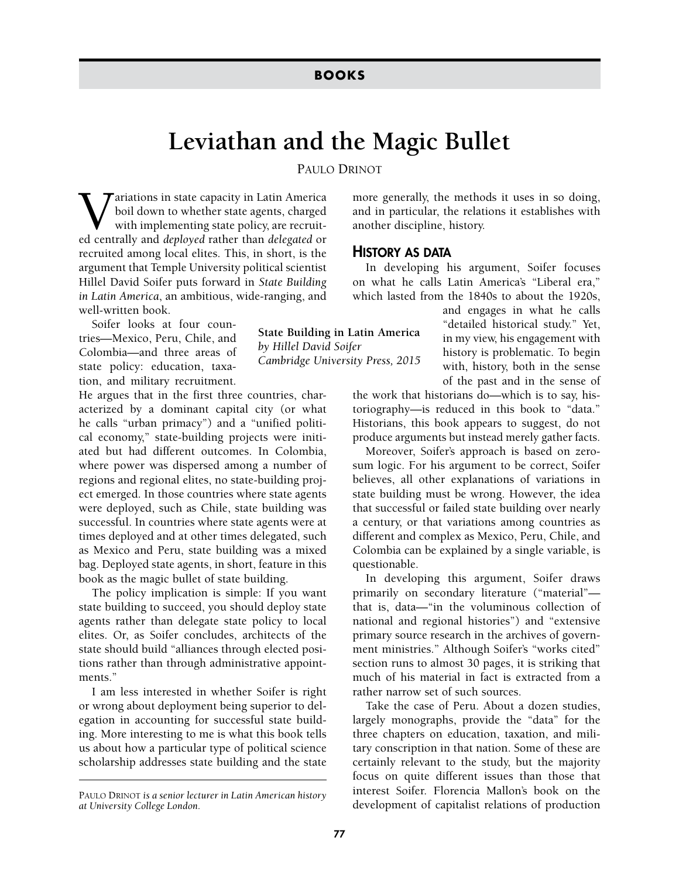BOOKS

# Leviathan and the Magic Bullet

PAULO DRINOT

Variations in state capacity in Latin America boil down to whether state agents, charged with implementing state policy, are recruited centrally and *deployed* rather than *delegated* or recruited among local elites. This, in short, is the argument that Temple University political scientist Hillel David Soifer puts forward in *State Building in Latin America*, an ambitious, wide-ranging, and well-written book.

**State Building in Latin America**
*by Hillel David Soifer*
*Cambridge University Press, 2015*

Soifer looks at four countries—Mexico, Peru, Chile, and Colombia—and three areas of state policy: education, taxation, and military recruitment. He argues that in the first three countries, characterized by a dominant capital city (or what he calls "urban primacy") and a "unified political economy," state-building projects were initiated but had different outcomes. In Colombia, where power was dispersed among a number of regions and regional elites, no state-building project emerged. In those countries where state agents were deployed, such as Chile, state building was successful. In countries where state agents were at times deployed and at other times delegated, such as Mexico and Peru, state building was a mixed bag. Deployed state agents, in short, feature in this book as the magic bullet of state building.

The policy implication is simple: If you want state building to succeed, you should deploy state agents rather than delegate state policy to local elites. Or, as Soifer concludes, architects of the state should build "alliances through elected positions rather than through administrative appointments."

I am less interested in whether Soifer is right or wrong about deployment being superior to delegation in accounting for successful state building. More interesting to me is what this book tells us about how a particular type of political science scholarship addresses state building and the state more generally, the methods it uses in so doing, and in particular, the relations it establishes with another discipline, history.

## History as data

In developing his argument, Soifer focuses on what he calls Latin America's "Liberal era," which lasted from the 1840s to about the 1920s, and engages in what he calls "detailed historical study." Yet, in my view, his engagement with history is problematic. To begin with, history, both in the sense of the past and in the sense of the work that historians do—which is to say, historiography—is reduced in this book to "data." Historians, this book appears to suggest, do not produce arguments but instead merely gather facts.

Moreover, Soifer's approach is based on zero-sum logic. For his argument to be correct, Soifer believes, all other explanations of variations in state building must be wrong. However, the idea that successful or failed state building over nearly a century, or that variations among countries as different and complex as Mexico, Peru, Chile, and Colombia can be explained by a single variable, is questionable.

In developing this argument, Soifer draws primarily on secondary literature ("material"—that is, data—"in the voluminous collection of national and regional histories") and "extensive primary source research in the archives of government ministries." Although Soifer's "works cited" section runs to almost 30 pages, it is striking that much of his material in fact is extracted from a rather narrow set of such sources.

Take the case of Peru. About a dozen studies, largely monographs, provide the "data" for the three chapters on education, taxation, and military conscription in that nation. Some of these are certainly relevant to the study, but the majority focus on quite different issues than those that interest Soifer. Florencia Mallon's book on the development of capitalist relations of production

---

PAULO DRINOT *is a senior lecturer in Latin American history at University College London.*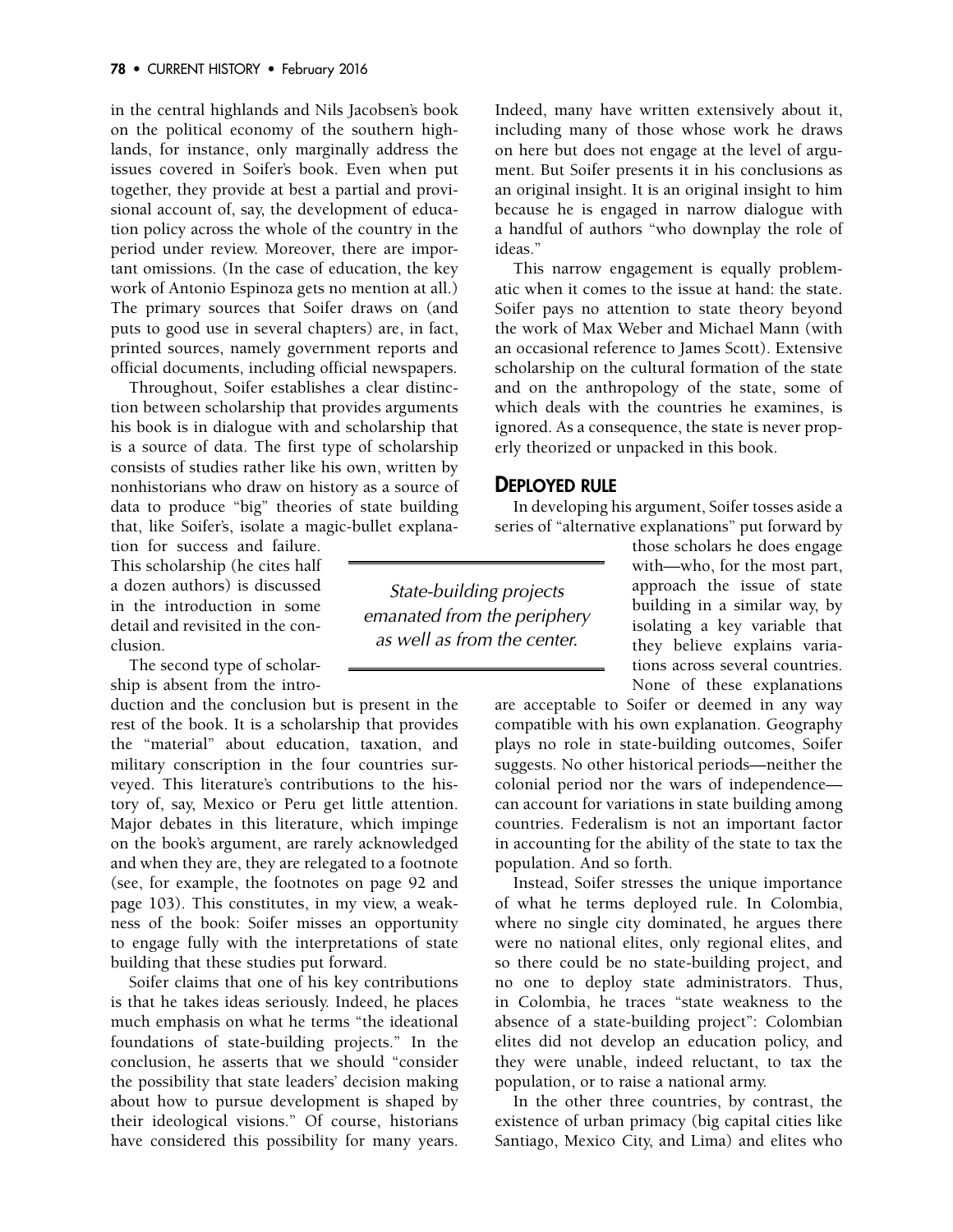in the central highlands and Nils Jacobsen's book on the political economy of the southern highlands, for instance, only marginally address the issues covered in Soifer's book. Even when put together, they provide at best a partial and provisional account of, say, the development of education policy across the whole of the country in the period under review. Moreover, there are important omissions. (In the case of education, the key work of Antonio Espinoza gets no mention at all.) The primary sources that Soifer draws on (and puts to good use in several chapters) are, in fact, printed sources, namely government reports and official documents, including official newspapers.

Throughout, Soifer establishes a clear distinction between scholarship that provides arguments his book is in dialogue with and scholarship that is a source of data. The first type of scholarship consists of studies rather like his own, written by nonhistorians who draw on history as a source of data to produce "big" theories of state building that, like Soifer's, isolate a magic-bullet explanation for success and failure. This scholarship (he cites half a dozen authors) is discussed in the introduction in some detail and revisited in the conclusion.

The second type of scholarship is absent from the introduction and the conclusion but is present in the rest of the book. It is a scholarship that provides the "material" about education, taxation, and military conscription in the four countries surveyed. This literature's contributions to the history of, say, Mexico or Peru get little attention. Major debates in this literature, which impinge on the book's argument, are rarely acknowledged and when they are, they are relegated to a footnote (see, for example, the footnotes on page 92 and page 103). This constitutes, in my view, a weakness of the book: Soifer misses an opportunity to engage fully with the interpretations of state building that these studies put forward.

Soifer claims that one of his key contributions is that he takes ideas seriously. Indeed, he places much emphasis on what he terms "the ideational foundations of state-building projects." In the conclusion, he asserts that we should "consider the possibility that state leaders' decision making about how to pursue development is shaped by their ideological visions." Of course, historians have considered this possibility for many years. Indeed, many have written extensively about it, including many of those whose work he draws on here but does not engage at the level of argument. But Soifer presents it in his conclusions as an original insight. It is an original insight to him because he is engaged in narrow dialogue with a handful of authors "who downplay the role of ideas."

This narrow engagement is equally problematic when it comes to the issue at hand: the state. Soifer pays no attention to state theory beyond the work of Max Weber and Michael Mann (with an occasional reference to James Scott). Extensive scholarship on the cultural formation of the state and on the anthropology of the state, some of which deals with the countries he examines, is ignored. As a consequence, the state is never properly theorized or unpacked in this book.

> *State-building projects emanated from the periphery as well as from the center.*

## DEPLOYED RULE

In developing his argument, Soifer tosses aside a series of "alternative explanations" put forward by those scholars he does engage with—who, for the most part, approach the issue of state building in a similar way, by isolating a key variable that they believe explains variations across several countries. None of these explanations are acceptable to Soifer or deemed in any way compatible with his own explanation. Geography plays no role in state-building outcomes, Soifer suggests. No other historical periods—neither the colonial period nor the wars of independence—can account for variations in state building among countries. Federalism is not an important factor in accounting for the ability of the state to tax the population. And so forth.

Instead, Soifer stresses the unique importance of what he terms deployed rule. In Colombia, where no single city dominated, he argues there were no national elites, only regional elites, and so there could be no state-building project, and no one to deploy state administrators. Thus, in Colombia, he traces "state weakness to the absence of a state-building project": Colombian elites did not develop an education policy, and they were unable, indeed reluctant, to tax the population, or to raise a national army.

In the other three countries, by contrast, the existence of urban primacy (big capital cities like Santiago, Mexico City, and Lima) and elites who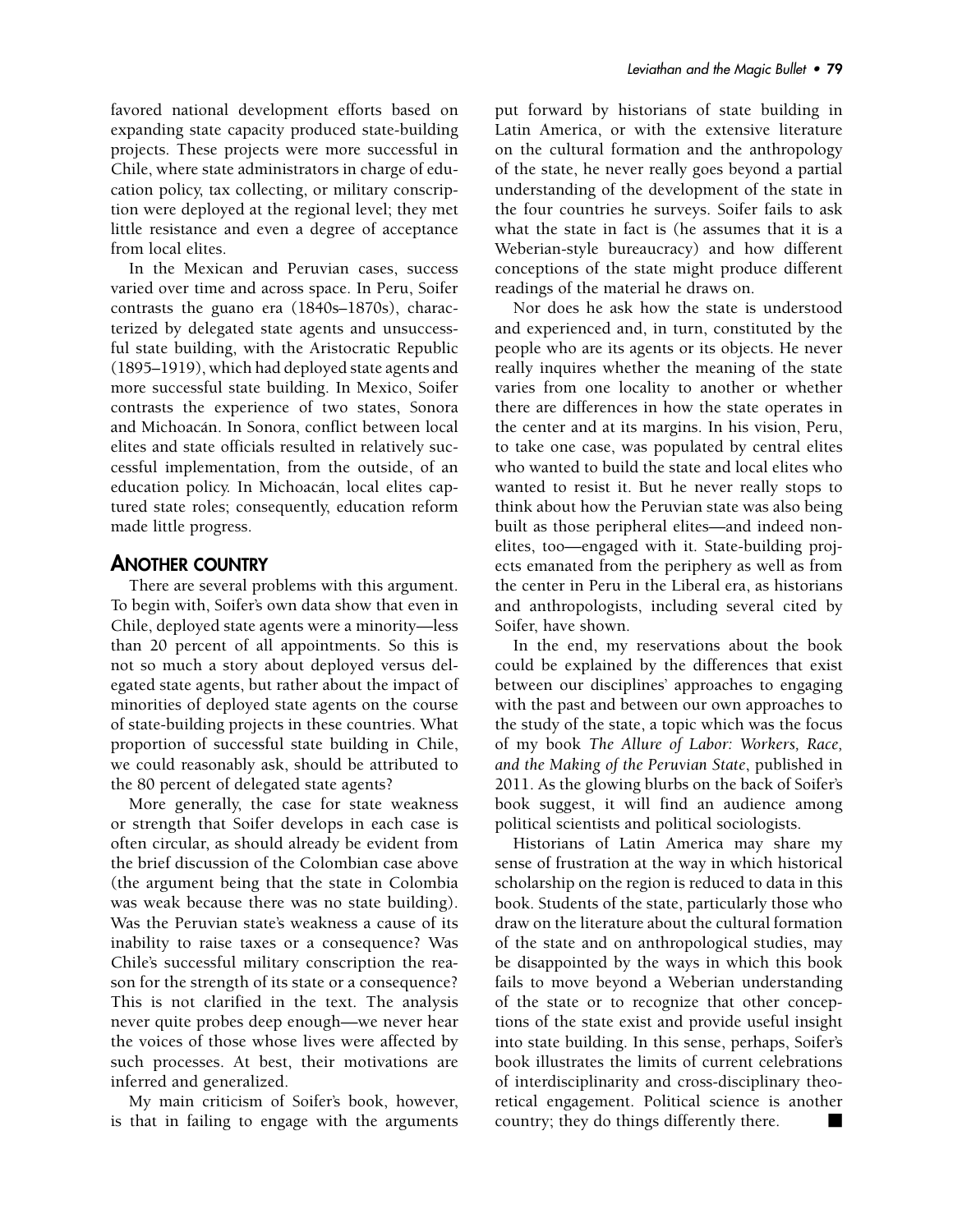favored national development efforts based on expanding state capacity produced state-building projects. These projects were more successful in Chile, where state administrators in charge of education policy, tax collecting, or military conscription were deployed at the regional level; they met little resistance and even a degree of acceptance from local elites.

In the Mexican and Peruvian cases, success varied over time and across space. In Peru, Soifer contrasts the guano era (1840s–1870s), characterized by delegated state agents and unsuccessful state building, with the Aristocratic Republic (1895–1919), which had deployed state agents and more successful state building. In Mexico, Soifer contrasts the experience of two states, Sonora and Michoacán. In Sonora, conflict between local elites and state officials resulted in relatively successful implementation, from the outside, of an education policy. In Michoacán, local elites captured state roles; consequently, education reform made little progress.

## ANOTHER COUNTRY

There are several problems with this argument. To begin with, Soifer's own data show that even in Chile, deployed state agents were a minority—less than 20 percent of all appointments. So this is not so much a story about deployed versus delegated state agents, but rather about the impact of minorities of deployed state agents on the course of state-building projects in these countries. What proportion of successful state building in Chile, we could reasonably ask, should be attributed to the 80 percent of delegated state agents?

More generally, the case for state weakness or strength that Soifer develops in each case is often circular, as should already be evident from the brief discussion of the Colombian case above (the argument being that the state in Colombia was weak because there was no state building). Was the Peruvian state's weakness a cause of its inability to raise taxes or a consequence? Was Chile's successful military conscription the reason for the strength of its state or a consequence? This is not clarified in the text. The analysis never quite probes deep enough—we never hear the voices of those whose lives were affected by such processes. At best, their motivations are inferred and generalized.

My main criticism of Soifer's book, however, is that in failing to engage with the arguments put forward by historians of state building in Latin America, or with the extensive literature on the cultural formation and the anthropology of the state, he never really goes beyond a partial understanding of the development of the state in the four countries he surveys. Soifer fails to ask what the state in fact is (he assumes that it is a Weberian-style bureaucracy) and how different conceptions of the state might produce different readings of the material he draws on.

Nor does he ask how the state is understood and experienced and, in turn, constituted by the people who are its agents or its objects. He never really inquires whether the meaning of the state varies from one locality to another or whether there are differences in how the state operates in the center and at its margins. In his vision, Peru, to take one case, was populated by central elites who wanted to build the state and local elites who wanted to resist it. But he never really stops to think about how the Peruvian state was also being built as those peripheral elites—and indeed non-elites, too—engaged with it. State-building projects emanated from the periphery as well as from the center in Peru in the Liberal era, as historians and anthropologists, including several cited by Soifer, have shown.

In the end, my reservations about the book could be explained by the differences that exist between our disciplines' approaches to engaging with the past and between our own approaches to the study of the state, a topic which was the focus of my book *The Allure of Labor: Workers, Race, and the Making of the Peruvian State*, published in 2011. As the glowing blurbs on the back of Soifer's book suggest, it will find an audience among political scientists and political sociologists.

Historians of Latin America may share my sense of frustration at the way in which historical scholarship on the region is reduced to data in this book. Students of the state, particularly those who draw on the literature about the cultural formation of the state and on anthropological studies, may be disappointed by the ways in which this book fails to move beyond a Weberian understanding of the state or to recognize that other conceptions of the state exist and provide useful insight into state building. In this sense, perhaps, Soifer's book illustrates the limits of current celebrations of interdisciplinarity and cross-disciplinary theoretical engagement. Political science is another country; they do things differently there. ■